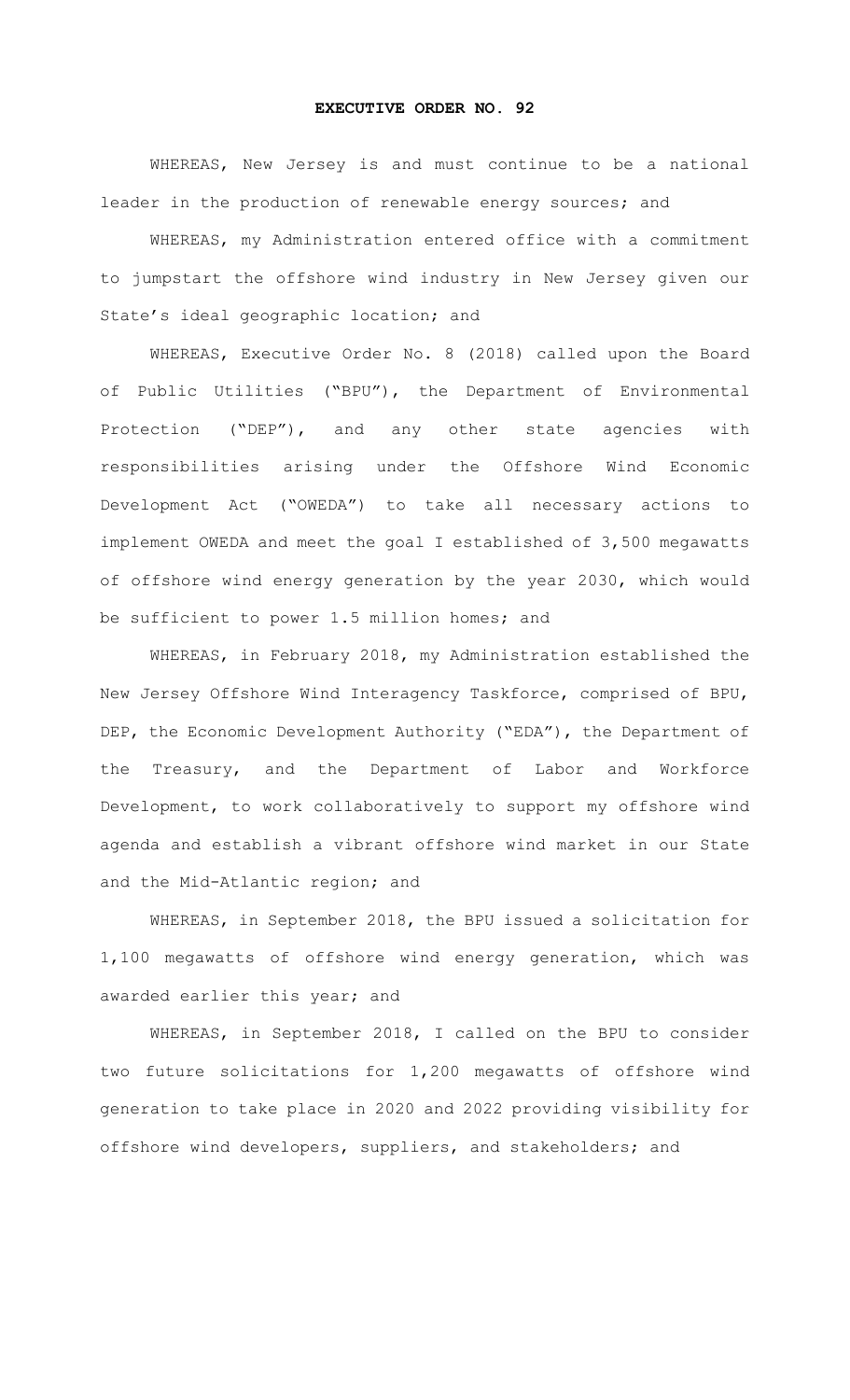# EXECUTIVE ORDER NO. 92

WHEREAS, New Jersey is and must continue to be a national leader in the production of renewable energy sources; and

WHEREAS, my Administration entered office with a commitment to jumpstart the offshore wind industry in New Jersey given our State's ideal geographic location; and

WHEREAS, Executive Order No. 8 (2018) called upon the Board of Public Utilities ("BPU"), the Department of Environmental Protection ("DEP"), and any other state agencies with responsibilities arising under the Offshore Wind Economic Development Act ("OWEDA") to take all necessary actions to implement OWEDA and meet the goal I established of 3,500 megawatts of offshore wind energy generation by the year 2030, which would be sufficient to power 1.5 million homes; and

WHEREAS, in February 2018, my Administration established the New Jersey Offshore Wind Interagency Taskforce, comprised of BPU, DEP, the Economic Development Authority ("EDA"), the Department of the Treasury, and the Department of Labor and Workforce Development, to work collaboratively to support my offshore wind agenda and establish a vibrant offshore wind market in our State and the Mid-Atlantic region; and

WHEREAS, in September 2018, the BPU issued a solicitation for 1,100 megawatts of offshore wind energy generation, which was awarded earlier this year; and

WHEREAS, in September 2018, I called on the BPU to consider two future solicitations for 1,200 megawatts of offshore wind generation to take place in 2020 and 2022 providing visibility for offshore wind developers, suppliers, and stakeholders; and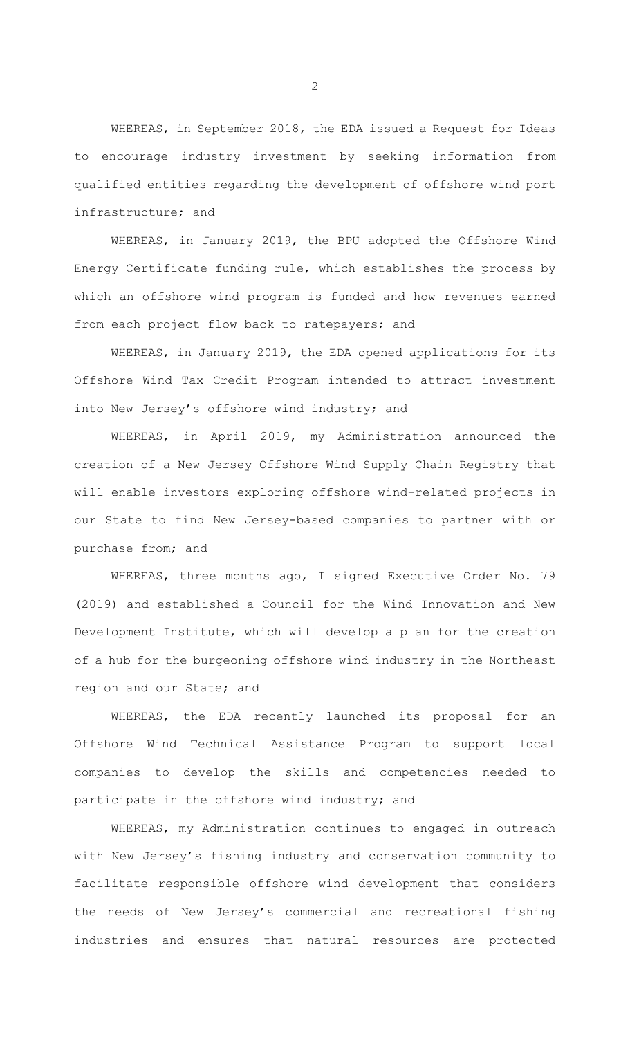WHEREAS, in September 2018, the EDA issued a Request for Ideas to encourage industry investment by seeking information from qualified entities regarding the development of offshore wind port infrastructure; and

WHEREAS, in January 2019, the BPU adopted the Offshore Wind Energy Certificate funding rule, which establishes the process by which an offshore wind program is funded and how revenues earned from each project flow back to ratepayers; and

WHEREAS, in January 2019, the EDA opened applications for its Offshore Wind Tax Credit Program intended to attract investment into New Jersey's offshore wind industry; and

WHEREAS, in April 2019, my Administration announced the creation of a New Jersey Offshore Wind Supply Chain Registry that will enable investors exploring offshore wind-related projects in our State to find New Jersey-based companies to partner with or purchase from; and

WHEREAS, three months ago, I signed Executive Order No. 79 (2019) and established a Council for the Wind Innovation and New Development Institute, which will develop a plan for the creation of a hub for the burgeoning offshore wind industry in the Northeast region and our State; and

WHEREAS, the EDA recently launched its proposal for an Offshore Wind Technical Assistance Program to support local companies to develop the skills and competencies needed to participate in the offshore wind industry; and

WHEREAS, my Administration continues to engaged in outreach with New Jersey's fishing industry and conservation community to facilitate responsible offshore wind development that considers the needs of New Jersey's commercial and recreational fishing industries and ensures that natural resources are protected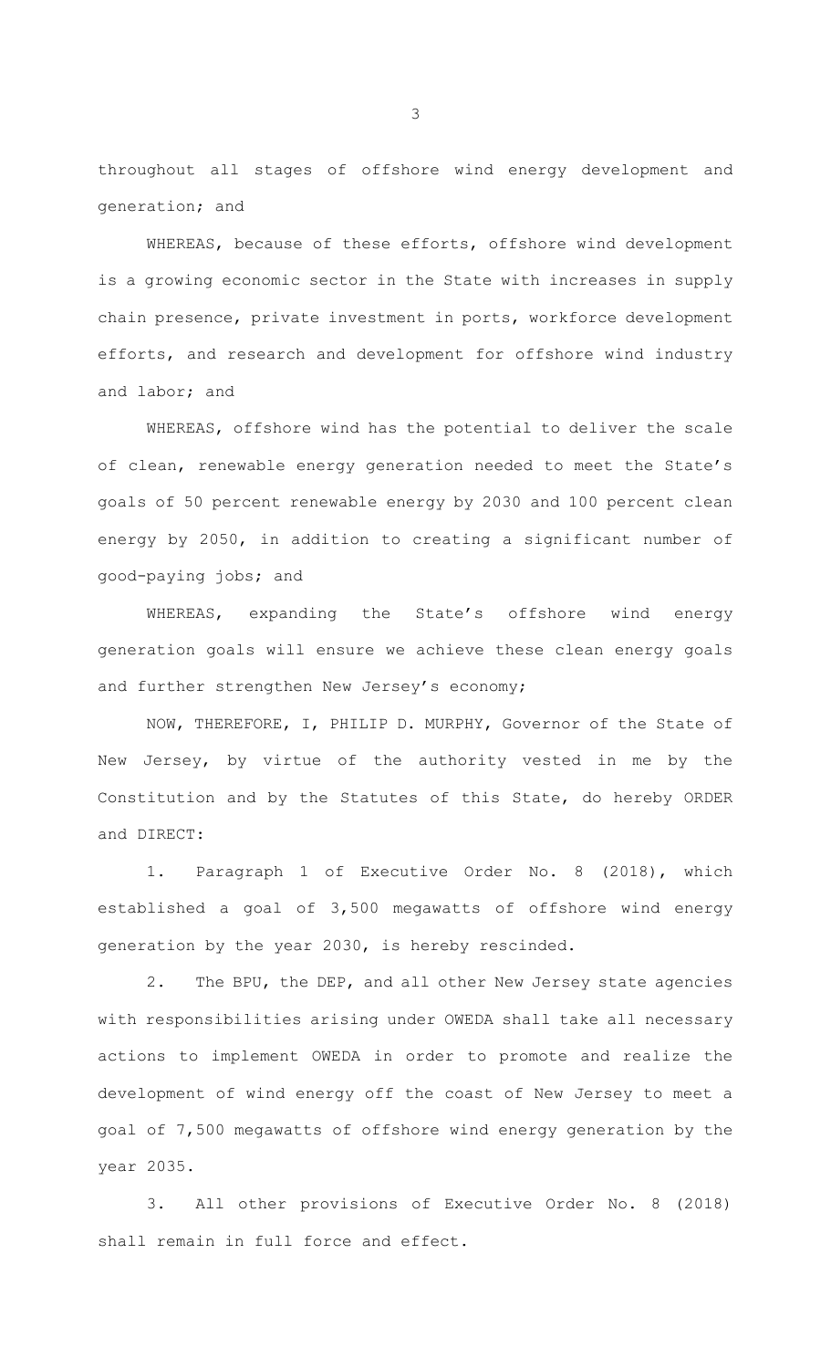throughout all stages of offshore wind energy development and generation; and

WHEREAS, because of these efforts, offshore wind development is a growing economic sector in the State with increases in supply chain presence, private investment in ports, workforce development efforts, and research and development for offshore wind industry and labor; and

WHEREAS, offshore wind has the potential to deliver the scale of clean, renewable energy generation needed to meet the State's goals of 50 percent renewable energy by 2030 and 100 percent clean energy by 2050, in addition to creating a significant number of good-paying jobs; and

WHEREAS, expanding the State's offshore wind energy generation goals will ensure we achieve these clean energy goals and further strengthen New Jersey's economy;

NOW, THEREFORE, I, PHILIP D. MURPHY, Governor of the State of New Jersey, by virtue of the authority vested in me by the Constitution and by the Statutes of this State, do hereby ORDER and DIRECT:

1. Paragraph 1 of Executive Order No. 8 (2018), which established a goal of 3,500 megawatts of offshore wind energy generation by the year 2030, is hereby rescinded.

2. The BPU, the DEP, and all other New Jersey state agencies with responsibilities arising under OWEDA shall take all necessary actions to implement OWEDA in order to promote and realize the development of wind energy off the coast of New Jersey to meet a goal of 7,500 megawatts of offshore wind energy generation by the year 2035.

3. All other provisions of Executive Order No. 8 (2018) shall remain in full force and effect.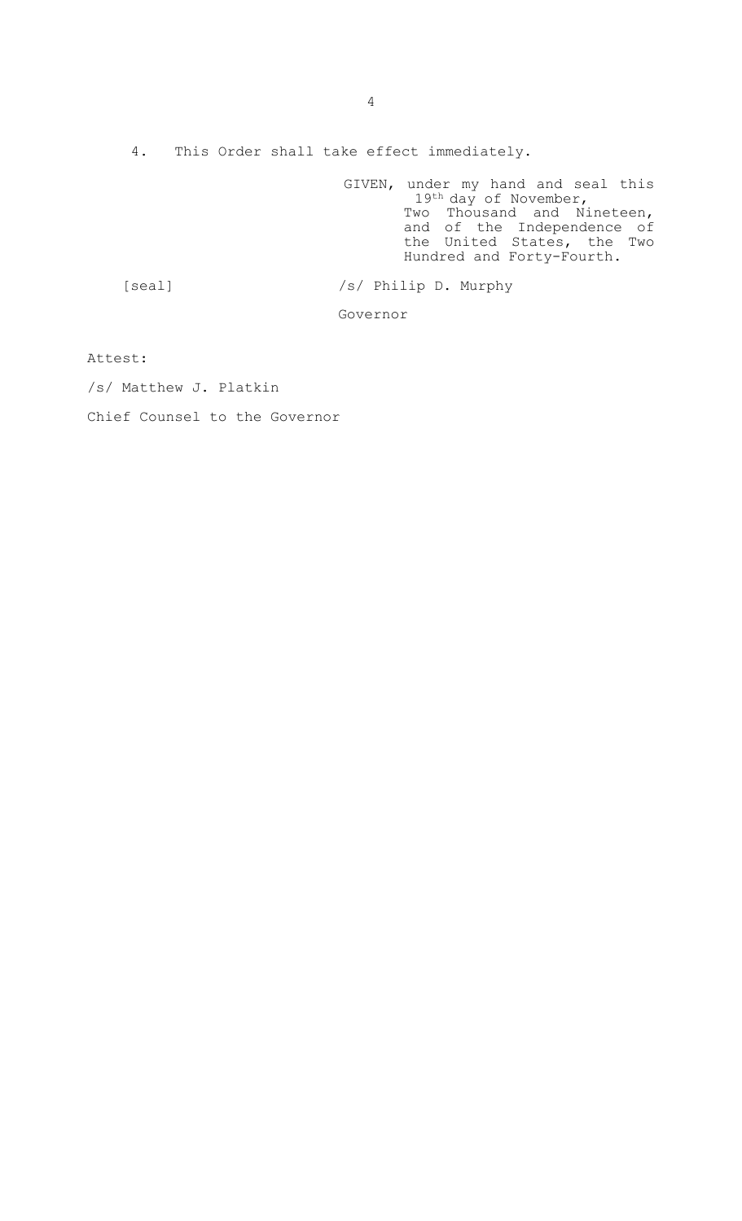4. This Order shall take effect immediately.

GIVEN, under my hand and seal this 19th day of November, Two Thousand and Nineteen, and of the Independence of the United States, the Two Hundred and Forty-Fourth.

[seal] /s/ Philip D. Murphy

Governor

Attest:

/s/ Matthew J. Platkin

Chief Counsel to the Governor